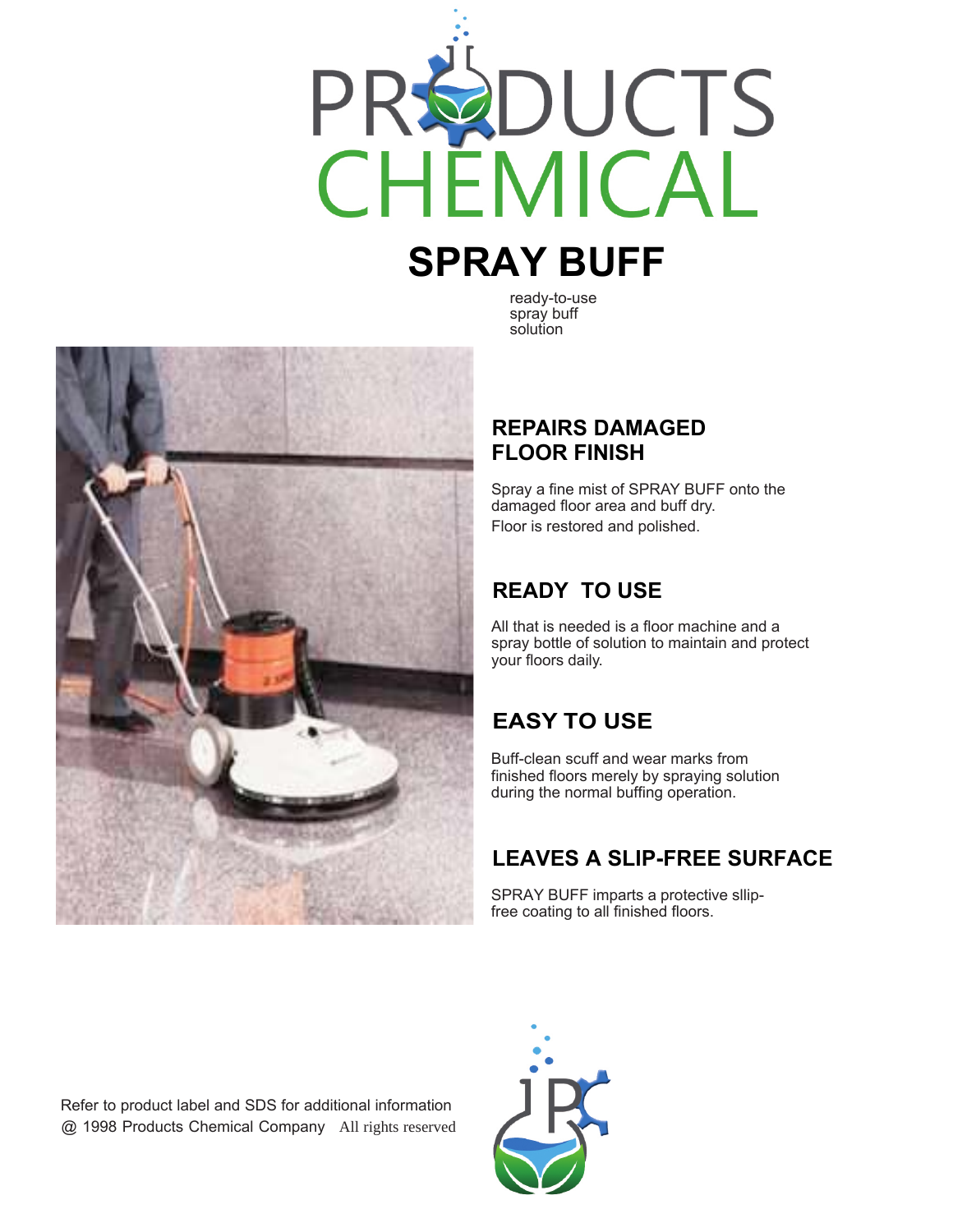# PRODUCTS CHEMICAL

## SPRAY BUFF

ready-to-use
spray buff
solution

### REPAIRS DAMAGED FLOOR FINISH

Spray a fine mist of SPRAY BUFF onto the damaged floor area and buff dry.
Floor is restored and polished.

### READY TO USE

All that is needed is a floor machine and a spray bottle of solution to maintain and protect your floors daily.

### EASY TO USE

Buff-clean scuff and wear marks from finished floors merely by spraying solution during the normal buffing operation.

### LEAVES A SLIP-FREE SURFACE

SPRAY BUFF imparts a protective sllip-free coating to all finished floors.

Refer to product label and SDS for additional information
@ 1998 Products Chemical Company All rights reserved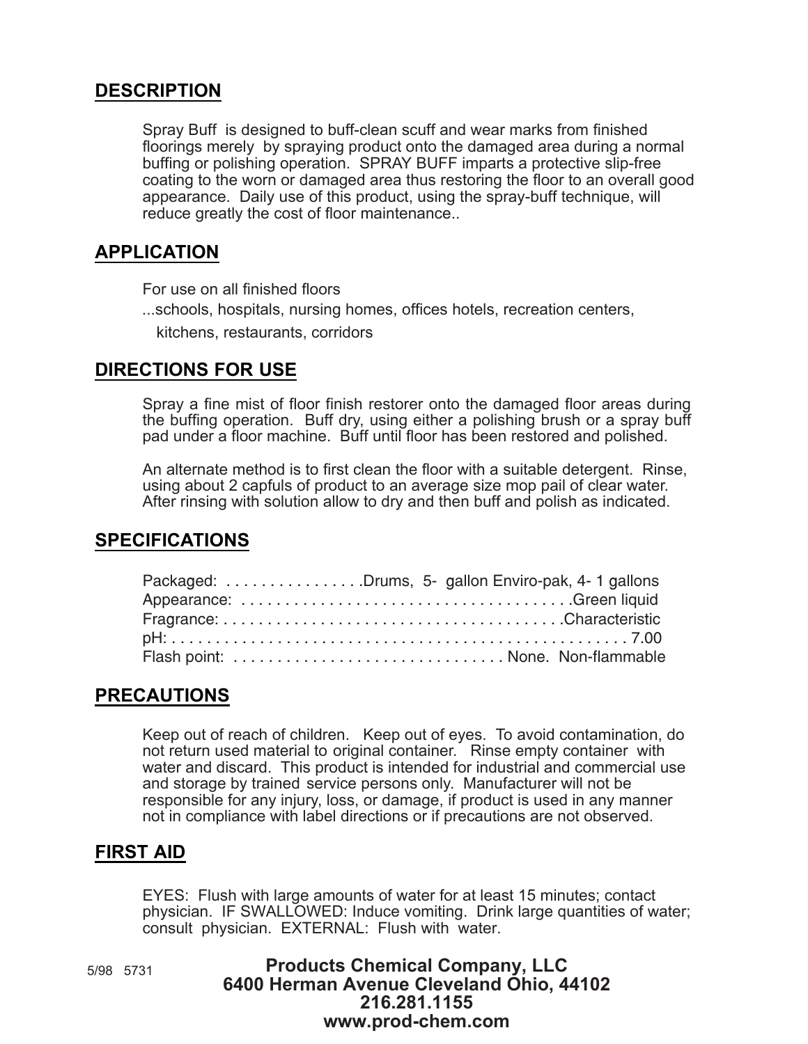## DESCRIPTION

Spray Buff is designed to buff-clean scuff and wear marks from finished floorings merely by spraying product onto the damaged area during a normal buffing or polishing operation. SPRAY BUFF imparts a protective slip-free coating to the worn or damaged area thus restoring the floor to an overall good appearance. Daily use of this product, using the spray-buff technique, will reduce greatly the cost of floor maintenance..

## APPLICATION

For use on all finished floors

...schools, hospitals, nursing homes, offices hotels, recreation centers, kitchens, restaurants, corridors

## DIRECTIONS FOR USE

Spray a fine mist of floor finish restorer onto the damaged floor areas during the buffing operation. Buff dry, using either a polishing brush or a spray buff pad under a floor machine. Buff until floor has been restored and polished.

An alternate method is to first clean the floor with a suitable detergent. Rinse, using about 2 capfuls of product to an average size mop pail of clear water. After rinsing with solution allow to dry and then buff and polish as indicated.

## SPECIFICATIONS

| | |
|---|---|
| Packaged: | Drums, 5- gallon Enviro-pak, 4- 1 gallons |
| Appearance: | Green liquid |
| Fragrance: | Characteristic |
| pH: | 7.00 |
| Flash point: | None. Non-flammable |

## PRECAUTIONS

Keep out of reach of children. Keep out of eyes. To avoid contamination, do not return used material to original container. Rinse empty container with water and discard. This product is intended for industrial and commercial use and storage by trained service persons only. Manufacturer will not be responsible for any injury, loss, or damage, if product is used in any manner not in compliance with label directions or if precautions are not observed.

## FIRST AID

EYES: Flush with large amounts of water for at least 15 minutes; contact physician. IF SWALLOWED: Induce vomiting. Drink large quantities of water; consult physician. EXTERNAL: Flush with water.

5/98 5731

**Products Chemical Company, LLC**
**6400 Herman Avenue Cleveland Ohio, 44102**
**216.281.1155**
**www.prod-chem.com**